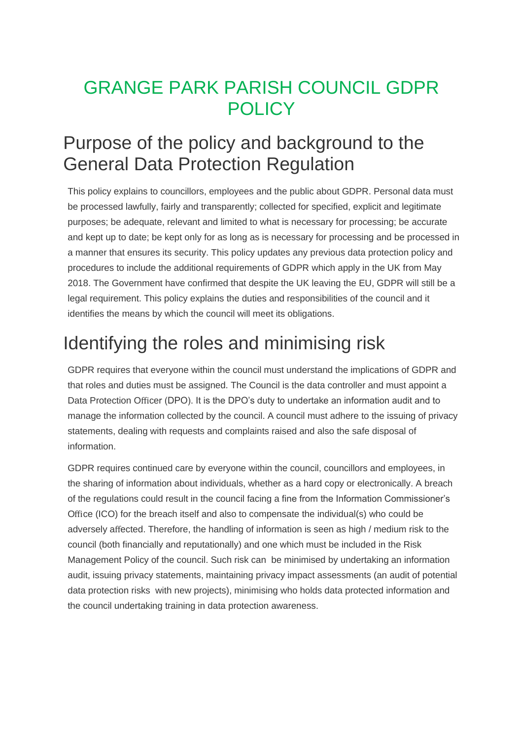# GRANGE PARK PARISH COUNCIL GDPR POLICY

## Purpose of the policy and background to the General Data Protection Regulation

This policy explains to councillors, employees and the public about GDPR. Personal data must be processed lawfully, fairly and transparently; collected for specified, explicit and legitimate purposes; be adequate, relevant and limited to what is necessary for processing; be accurate and kept up to date; be kept only for as long as is necessary for processing and be processed in a manner that ensures its security. This policy updates any previous data protection policy and procedures to include the additional requirements of GDPR which apply in the UK from May 2018. The Government have confirmed that despite the UK leaving the EU, GDPR will still be a legal requirement. This policy explains the duties and responsibilities of the council and it identifies the means by which the council will meet its obligations.

## Identifying the roles and minimising risk

GDPR requires that everyone within the council must understand the implications of GDPR and that roles and duties must be assigned. The Council is the data controller and must appoint a Data Protection Officer (DPO). It is the DPO's duty to undertake an information audit and to manage the information collected by the council. A council must adhere to the issuing of privacy statements, dealing with requests and complaints raised and also the safe disposal of information.

GDPR requires continued care by everyone within the council, councillors and employees, in the sharing of information about individuals, whether as a hard copy or electronically. A breach of the regulations could result in the council facing a fine from the Information Commissioner's Office (ICO) for the breach itself and also to compensate the individual(s) who could be adversely affected. Therefore, the handling of information is seen as high / medium risk to the council (both financially and reputationally) and one which must be included in the Risk Management Policy of the council. Such risk can be minimised by undertaking an information audit, issuing privacy statements, maintaining privacy impact assessments (an audit of potential data protection risks with new projects), minimising who holds data protected information and the council undertaking training in data protection awareness.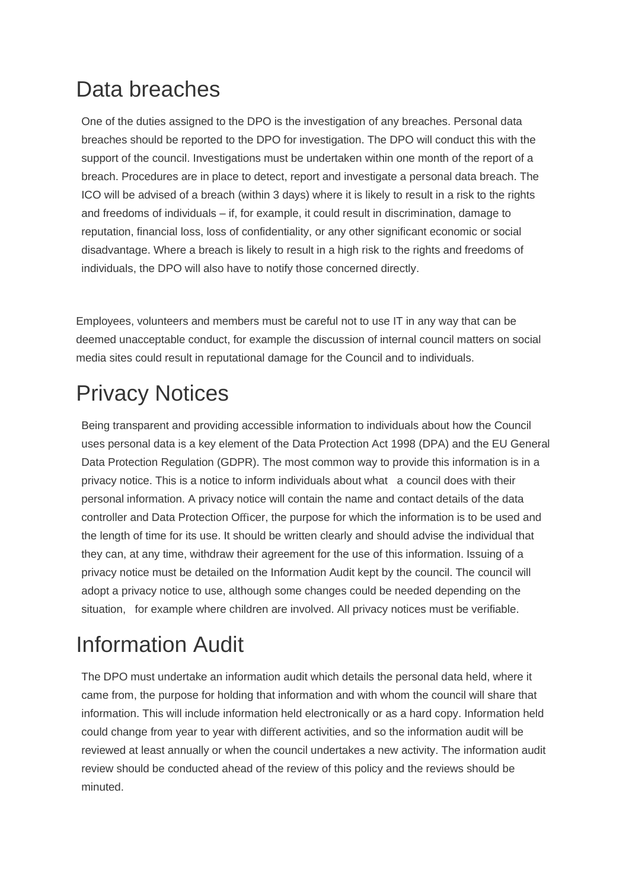# Data breaches

One of the duties assigned to the DPO is the investigation of any breaches. Personal data breaches should be reported to the DPO for investigation. The DPO will conduct this with the support of the council. Investigations must be undertaken within one month of the report of a breach. Procedures are in place to detect, report and investigate a personal data breach. The ICO will be advised of a breach (within 3 days) where it is likely to result in a risk to the rights and freedoms of individuals – if, for example, it could result in discrimination, damage to reputation, financial loss, loss of confidentiality, or any other significant economic or social disadvantage. Where a breach is likely to result in a high risk to the rights and freedoms of individuals, the DPO will also have to notify those concerned directly.

Employees, volunteers and members must be careful not to use IT in any way that can be deemed unacceptable conduct, for example the discussion of internal council matters on social media sites could result in reputational damage for the Council and to individuals.

# Privacy Notices

Being transparent and providing accessible information to individuals about how the Council uses personal data is a key element of the Data Protection Act 1998 (DPA) and the EU General Data Protection Regulation (GDPR). The most common way to provide this information is in a privacy notice. This is a notice to inform individuals about what a council does with their personal information. A privacy notice will contain the name and contact details of the data controller and Data Protection Officer, the purpose for which the information is to be used and the length of time for its use. It should be written clearly and should advise the individual that they can, at any time, withdraw their agreement for the use of this information. Issuing of a privacy notice must be detailed on the Information Audit kept by the council. The council will adopt a privacy notice to use, although some changes could be needed depending on the situation, for example where children are involved. All privacy notices must be verifiable.

# Information Audit

The DPO must undertake an information audit which details the personal data held, where it came from, the purpose for holding that information and with whom the council will share that information. This will include information held electronically or as a hard copy. Information held could change from year to year with different activities, and so the information audit will be reviewed at least annually or when the council undertakes a new activity. The information audit review should be conducted ahead of the review of this policy and the reviews should be minuted.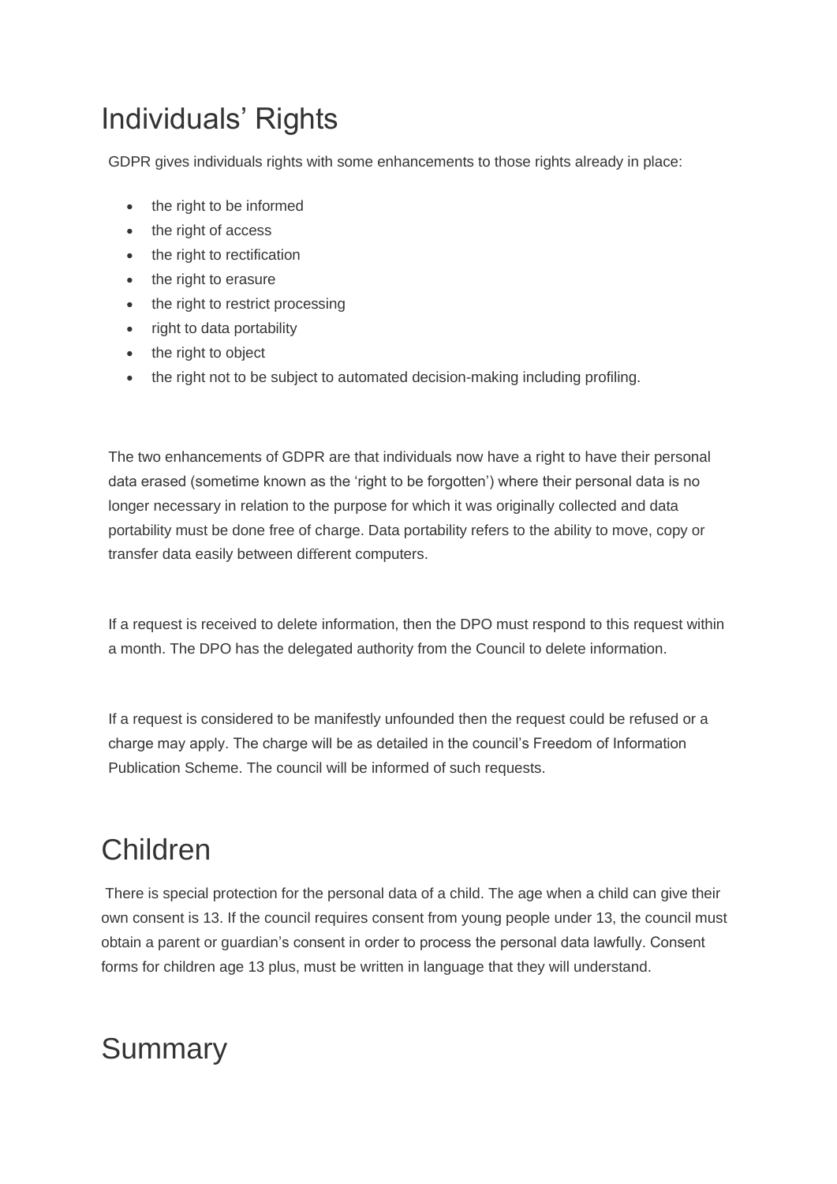# Individuals' Rights

GDPR gives individuals rights with some enhancements to those rights already in place:

- the right to be informed
- the right of access
- the right to rectification
- the right to erasure
- the right to restrict processing
- right to data portability
- the right to object
- the right not to be subject to automated decision-making including profiling.

The two enhancements of GDPR are that individuals now have a right to have their personal data erased (sometime known as the 'right to be forgotten') where their personal data is no longer necessary in relation to the purpose for which it was originally collected and data portability must be done free of charge. Data portability refers to the ability to move, copy or transfer data easily between different computers.

If a request is received to delete information, then the DPO must respond to this request within a month. The DPO has the delegated authority from the Council to delete information.

If a request is considered to be manifestly unfounded then the request could be refused or a charge may apply. The charge will be as detailed in the council's Freedom of Information Publication Scheme. The council will be informed of such requests.

# Children

There is special protection for the personal data of a child. The age when a child can give their own consent is 13. If the council requires consent from young people under 13, the council must obtain a parent or guardian's consent in order to process the personal data lawfully. Consent forms for children age 13 plus, must be written in language that they will understand.

# Summary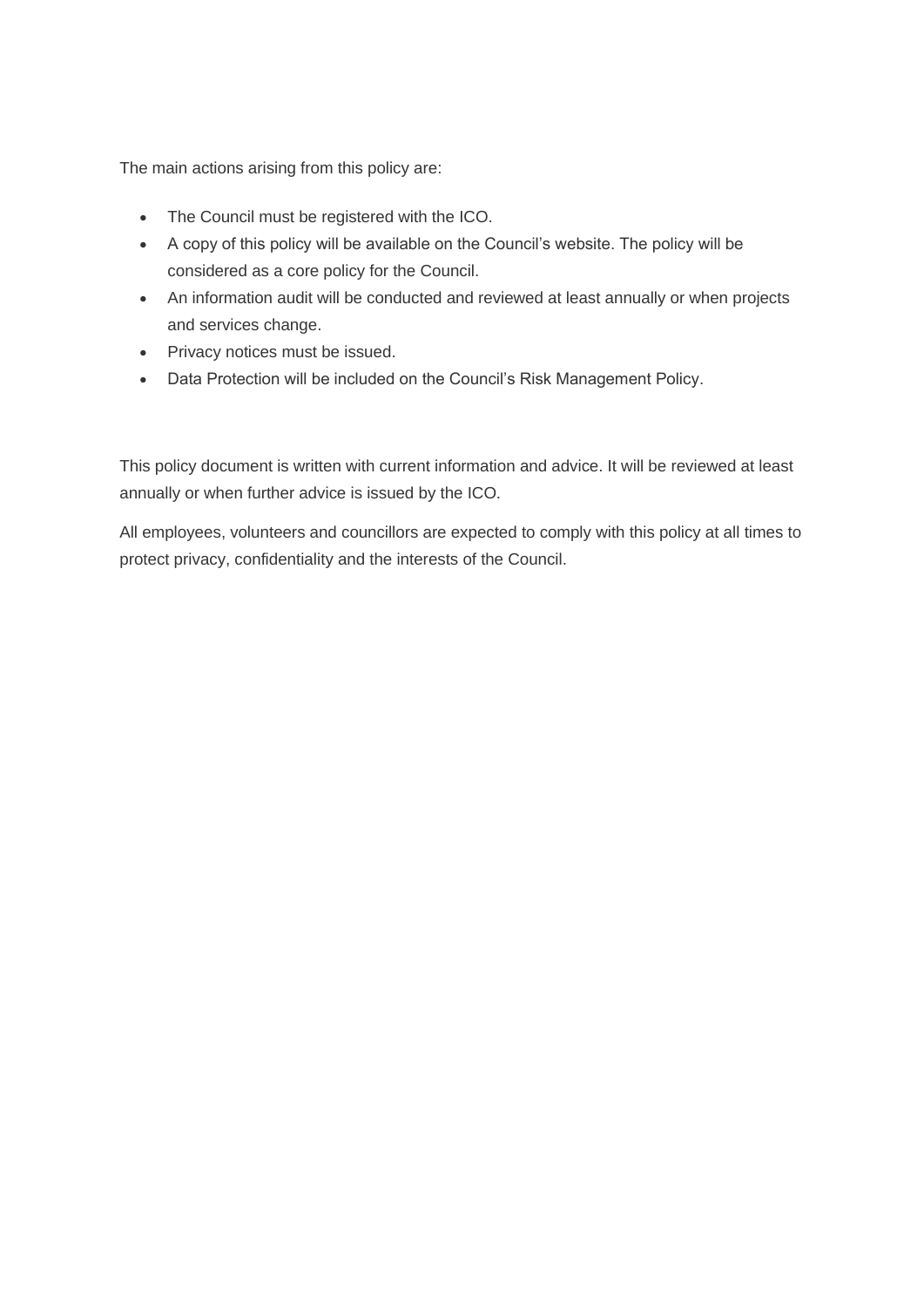The main actions arising from this policy are:

- The Council must be registered with the ICO.
- A copy of this policy will be available on the Council's website. The policy will be considered as a core policy for the Council.
- An information audit will be conducted and reviewed at least annually or when projects and services change.
- Privacy notices must be issued.
- Data Protection will be included on the Council's Risk Management Policy.

This policy document is written with current information and advice. It will be reviewed at least annually or when further advice is issued by the ICO.

All employees, volunteers and councillors are expected to comply with this policy at all times to protect privacy, confidentiality and the interests of the Council.